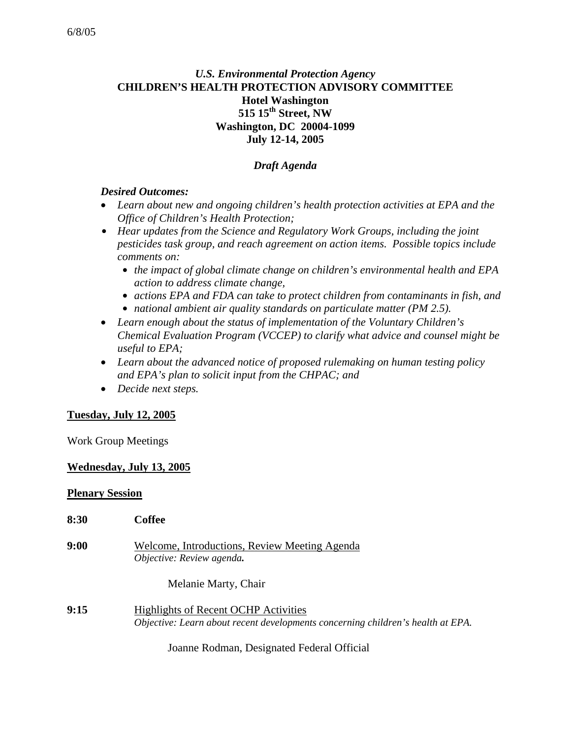6/8/05

# *U.S. Environmental Protection Agency*
# CHILDREN'S HEALTH PROTECTION ADVISORY COMMITTEE
## Hotel Washington
## 515 15th Street, NW
## Washington, DC 20004-1099
## July 12-14, 2005

### *Draft Agenda*

***Desired Outcomes:***

- *Learn about new and ongoing children's health protection activities at EPA and the Office of Children's Health Protection;*
- *Hear updates from the Science and Regulatory Work Groups, including the joint pesticides task group, and reach agreement on action items. Possible topics include comments on:*
  - *the impact of global climate change on children's environmental health and EPA action to address climate change,*
  - *actions EPA and FDA can take to protect children from contaminants in fish, and*
  - *national ambient air quality standards on particulate matter (PM 2.5).*
- *Learn enough about the status of implementation of the Voluntary Children's Chemical Evaluation Program (VCCEP) to clarify what advice and counsel might be useful to EPA;*
- *Learn about the advanced notice of proposed rulemaking on human testing policy and EPA's plan to solicit input from the CHPAC; and*
- *Decide next steps.*

**Tuesday, July 12, 2005**

Work Group Meetings

**Wednesday, July 13, 2005**

**Plenary Session**

**8:30** **Coffee**

**9:00** Welcome, Introductions, Review Meeting Agenda
*Objective: Review agenda.*

Melanie Marty, Chair

**9:15** Highlights of Recent OCHP Activities
*Objective: Learn about recent developments concerning children's health at EPA.*

Joanne Rodman, Designated Federal Official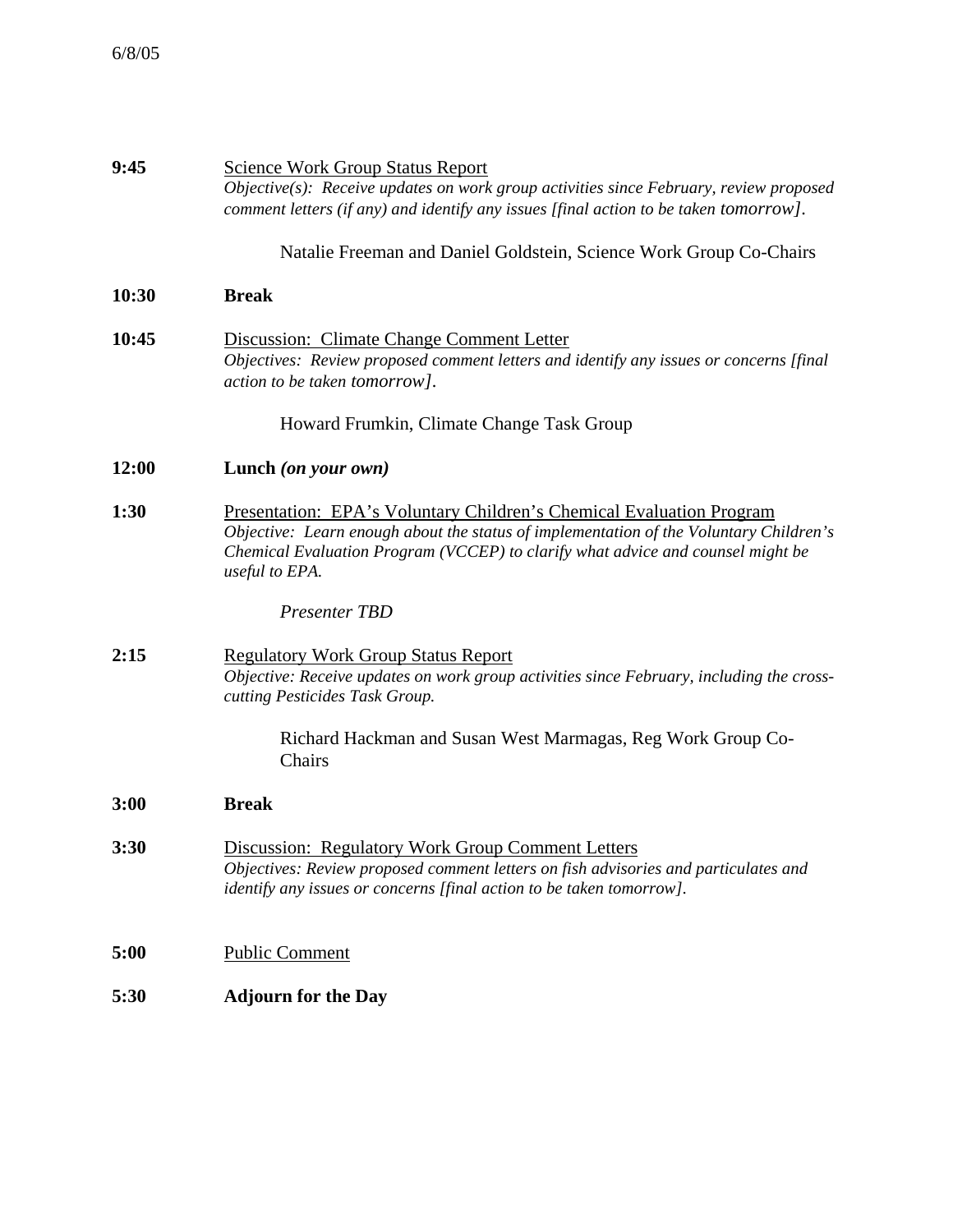6/8/05

**9:45** Science Work Group Status Report
*Objective(s): Receive updates on work group activities since February, review proposed comment letters (if any) and identify any issues [final action to be taken tomorrow].*

Natalie Freeman and Daniel Goldstein, Science Work Group Co-Chairs

**10:30** **Break**

**10:45** Discussion: Climate Change Comment Letter
*Objectives: Review proposed comment letters and identify any issues or concerns [final action to be taken tomorrow].*

Howard Frumkin, Climate Change Task Group

**12:00** **Lunch** ***(on your own)***

**1:30** Presentation: EPA's Voluntary Children's Chemical Evaluation Program
*Objective: Learn enough about the status of implementation of the Voluntary Children's Chemical Evaluation Program (VCCEP) to clarify what advice and counsel might be useful to EPA.*

*Presenter TBD*

**2:15** Regulatory Work Group Status Report
*Objective: Receive updates on work group activities since February, including the cross-cutting Pesticides Task Group.*

Richard Hackman and Susan West Marmagas, Reg Work Group Co-Chairs

**3:00** **Break**

**3:30** Discussion: Regulatory Work Group Comment Letters
*Objectives: Review proposed comment letters on fish advisories and particulates and identify any issues or concerns [final action to be taken tomorrow].*

**5:00** Public Comment

**5:30** **Adjourn for the Day**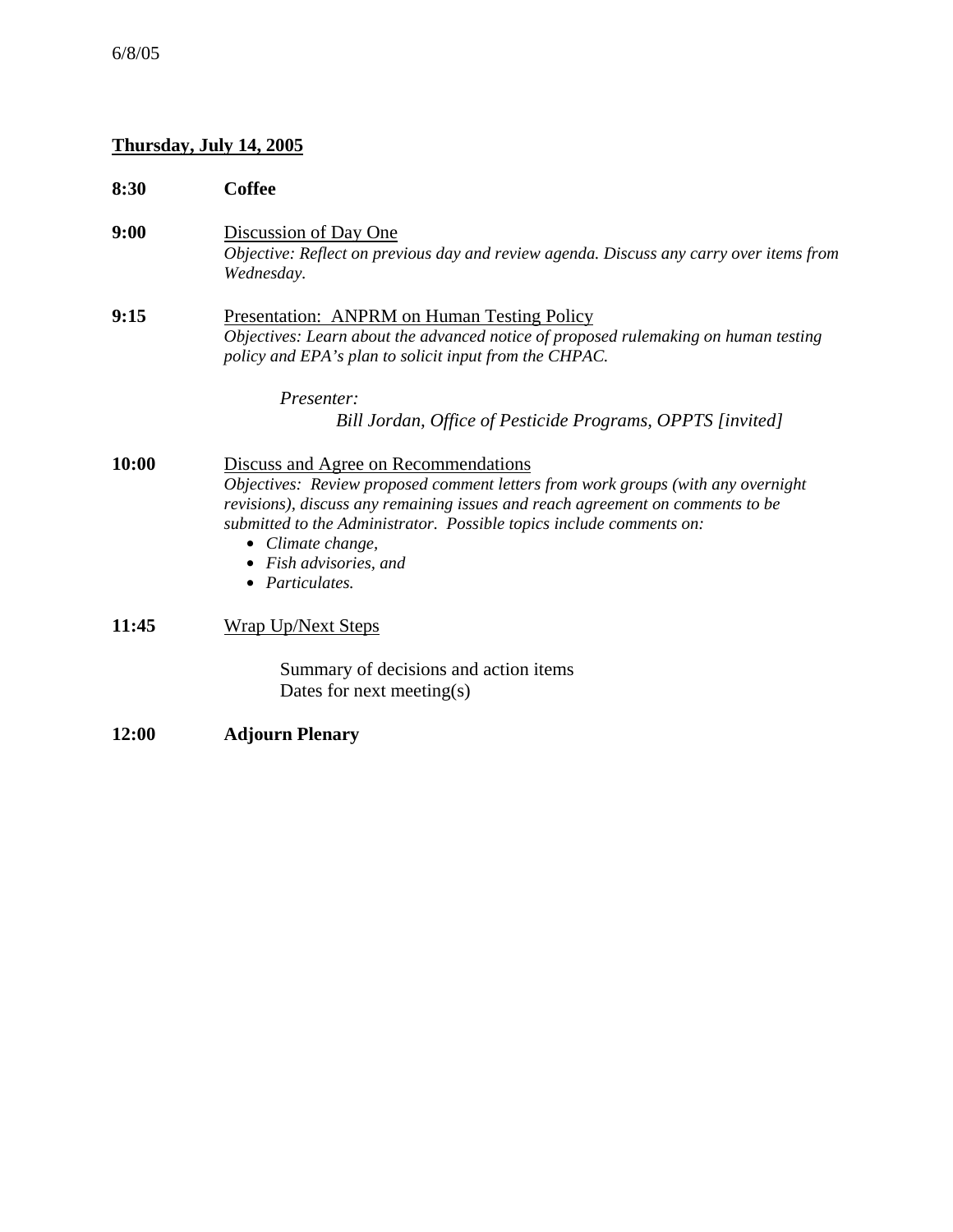6/8/05

**Thursday, July 14, 2005**

**8:30** **Coffee**

**9:00** Discussion of Day One
*Objective: Reflect on previous day and review agenda. Discuss any carry over items from Wednesday.*

**9:15** Presentation: ANPRM on Human Testing Policy
*Objectives: Learn about the advanced notice of proposed rulemaking on human testing policy and EPA's plan to solicit input from the CHPAC.*

*Presenter:*
*Bill Jordan, Office of Pesticide Programs, OPPTS [invited]*

**10:00** Discuss and Agree on Recommendations
*Objectives: Review proposed comment letters from work groups (with any overnight revisions), discuss any remaining issues and reach agreement on comments to be submitted to the Administrator. Possible topics include comments on:*

- *Climate change,*
- *Fish advisories, and*
- *Particulates.*

**11:45** Wrap Up/Next Steps

Summary of decisions and action items
Dates for next meeting(s)

**12:00** **Adjourn Plenary**